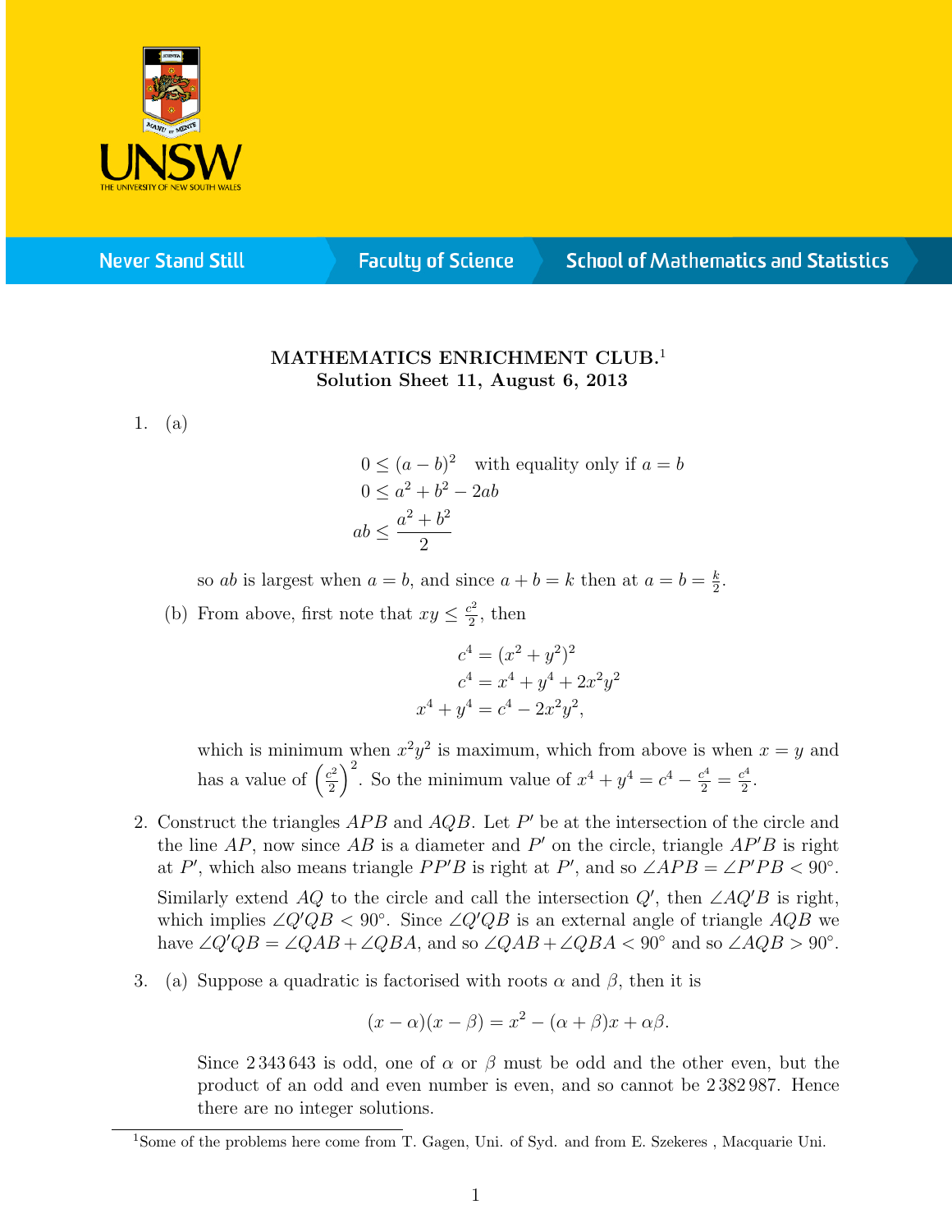# MATHEMATICS ENRICHMENT CLUB.[1]
## Solution Sheet 11, August 6, 2013

1. (a)

$$
\begin{aligned}
0 &\le (a-b)^2 \quad \text{with equality only if } a = b \\
0 &\le a^2 + b^2 - 2ab \\
ab &\le \frac{a^2+b^2}{2}
\end{aligned}
$$

so $ab$ is largest when $a = b$, and since $a + b = k$ then at $a = b = \frac{k}{2}$.

(b) From above, first note that $xy \le \frac{c^2}{2}$, then

$$
\begin{aligned}
c^4 &= (x^2+y^2)^2 \\
c^4 &= x^4 + y^4 + 2x^2y^2 \\
x^4 + y^4 &= c^4 - 2x^2y^2,
\end{aligned}
$$

which is minimum when $x^2y^2$ is maximum, which from above is when $x = y$ and has a value of $\left(\frac{c^2}{2}\right)^2$. So the minimum value of $x^4 + y^4 = c^4 - \frac{c^4}{2} = \frac{c^4}{2}$.

2. Construct the triangles $APB$ and $AQB$. Let $P'$ be at the intersection of the circle and the line $AP$, now since $AB$ is a diameter and $P'$ on the circle, triangle $AP'B$ is right at $P'$, which also means triangle $PP'B$ is right at $P'$, and so $\angle APB = \angle P'PB < 90°$.

Similarly extend $AQ$ to the circle and call the intersection $Q'$, then $\angle AQ'B$ is right, which implies $\angle Q'QB < 90°$. Since $\angle Q'QB$ is an external angle of triangle $AQB$ we have $\angle Q'QB = \angle QAB + \angle QBA$, and so $\angle QAB + \angle QBA < 90°$ and so $\angle AQB > 90°$.

3. (a) Suppose a quadratic is factorised with roots $\alpha$ and $\beta$, then it is

$$(x-\alpha)(x-\beta) = x^2 - (\alpha+\beta)x + \alpha\beta.$$

Since $2\,343\,643$ is odd, one of $\alpha$ or $\beta$ must be odd and the other even, but the product of an odd and even number is even, and so cannot be $2\,382\,987$. Hence there are no integer solutions.

[1] Some of the problems here come from T. Gagen, Uni. of Syd. and from E. Szekeres , Macquarie Uni.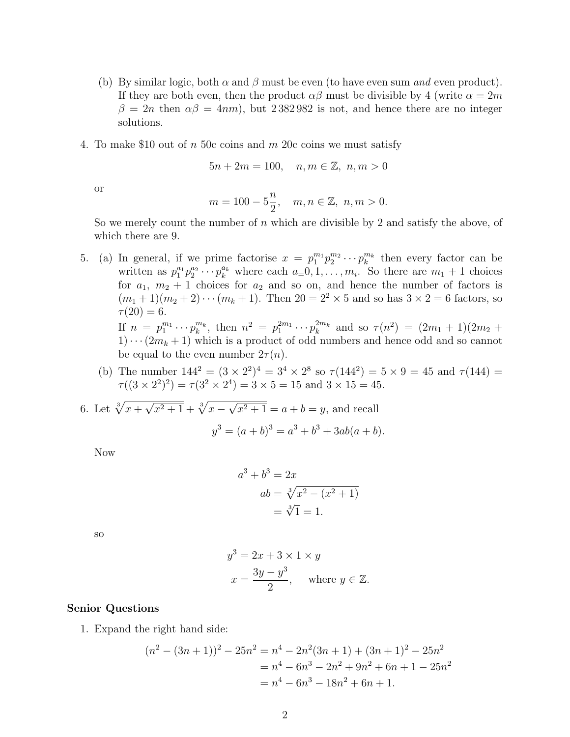(b) By similar logic, both $\alpha$ and $\beta$ must be even (to have even sum *and* even product). If they are both even, then the product $\alpha\beta$ must be divisible by 4 (write $\alpha = 2m$ $\beta = 2n$ then $\alpha\beta = 4nm$), but 2 382 982 is not, and hence there are no integer solutions.

4. To make \$10 out of $n$ 50c coins and $m$ 20c coins we must satisfy

$$5n + 2m = 100, \quad n, m \in \mathbb{Z},\ n, m > 0$$

or

$$m = 100 - 5\frac{n}{2}, \quad m, n \in \mathbb{Z},\ n, m > 0.$$

So we merely count the number of $n$ which are divisible by 2 and satisfy the above, of which there are 9.

5. (a) In general, if we prime factorise $x = p_1^{m_1} p_2^{m_2} \cdots p_k^{m_k}$ then every factor can be written as $p_1^{a_1} p_2^{a_2} \cdots p_k^{a_k}$ where each $a_= 0, 1, \ldots, m_i$. So there are $m_1 + 1$ choices for $a_1$, $m_2 + 1$ choices for $a_2$ and so on, and hence the number of factors is $(m_1 + 1)(m_2 + 2) \cdots (m_k + 1)$. Then $20 = 2^2 \times 5$ and so has $3 \times 2 = 6$ factors, so $\tau(20) = 6$.

If $n = p_1^{m_1} \cdots p_k^{m_k}$, then $n^2 = p_1^{2m_1} \cdots p_k^{2m_k}$ and so $\tau(n^2) = (2m_1 + 1)(2m_2 + 1) \cdots (2m_k + 1)$ which is a product of odd numbers and hence odd and so cannot be equal to the even number $2\tau(n)$.

(b) The number $144^2 = (3 \times 2^2)^4 = 3^4 \times 2^8$ so $\tau(144^2) = 5 \times 9 = 45$ and $\tau(144) = \tau((3 \times 2^2)^2) = \tau(3^2 \times 2^4) = 3 \times 5 = 15$ and $3 \times 15 = 45$.

6. Let $\sqrt[3]{x + \sqrt{x^2 + 1}} + \sqrt[3]{x - \sqrt{x^2 + 1}} = a + b = y$, and recall

$$y^3 = (a + b)^3 = a^3 + b^3 + 3ab(a + b).$$

Now

$$\begin{aligned} a^3 + b^3 &= 2x \\ ab &= \sqrt[3]{x^2 - (x^2 + 1)} \\ &= \sqrt[3]{1} = 1. \end{aligned}$$

so

$$\begin{aligned} y^3 &= 2x + 3 \times 1 \times y \\ x &= \frac{3y - y^3}{2}, \quad \text{where } y \in \mathbb{Z}. \end{aligned}$$

**Senior Questions**

1. Expand the right hand side:

$$\begin{aligned} (n^2 - (3n + 1))^2 - 25n^2 &= n^4 - 2n^2(3n + 1) + (3n + 1)^2 - 25n^2 \\ &= n^4 - 6n^3 - 2n^2 + 9n^2 + 6n + 1 - 25n^2 \\ &= n^4 - 6n^3 - 18n^2 + 6n + 1. \end{aligned}$$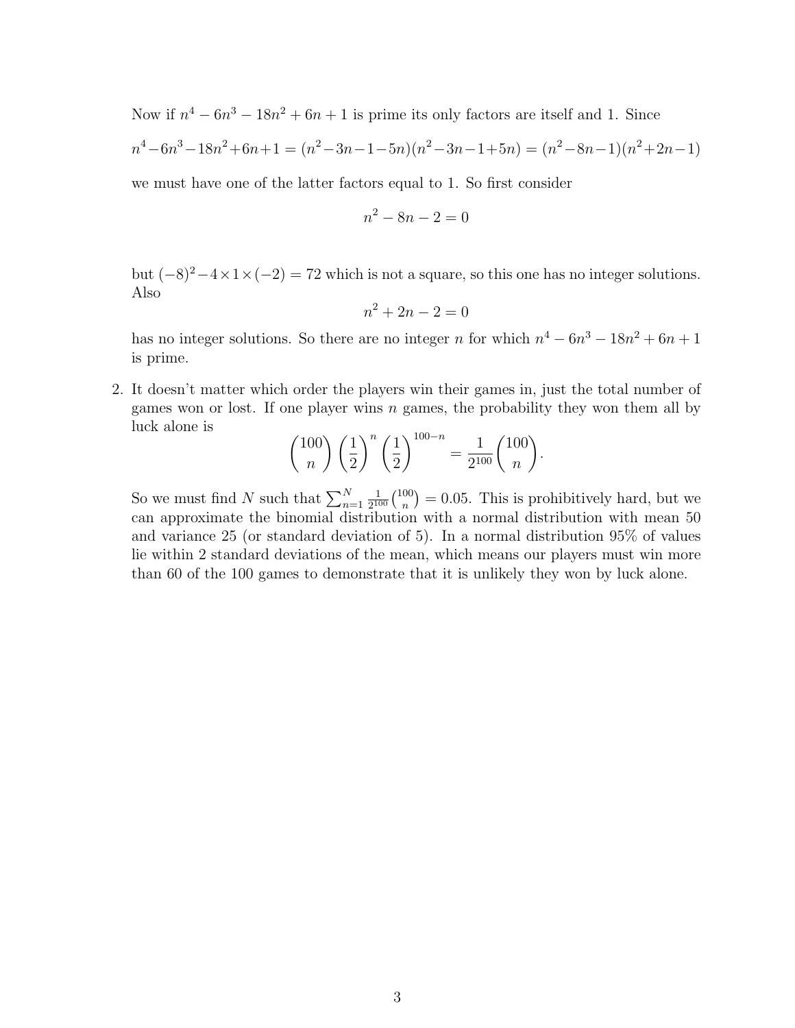Now if $n^4 - 6n^3 - 18n^2 + 6n + 1$ is prime its only factors are itself and 1. Since

$$n^4 - 6n^3 - 18n^2 + 6n + 1 = (n^2 - 3n - 1 - 5n)(n^2 - 3n - 1 + 5n) = (n^2 - 8n - 1)(n^2 + 2n - 1)$$

we must have one of the latter factors equal to 1. So first consider

$$n^2 - 8n - 2 = 0$$

but $(-8)^2 - 4 \times 1 \times (-2) = 72$ which is not a square, so this one has no integer solutions. Also

$$n^2 + 2n - 2 = 0$$

has no integer solutions. So there are no integer $n$ for which $n^4 - 6n^3 - 18n^2 + 6n + 1$ is prime.

2. It doesn't matter which order the players win their games in, just the total number of games won or lost. If one player wins $n$ games, the probability they won them all by luck alone is

$$\binom{100}{n}\left(\frac{1}{2}\right)^n\left(\frac{1}{2}\right)^{100-n} = \frac{1}{2^{100}}\binom{100}{n}.$$

So we must find $N$ such that $\sum_{n=1}^{N} \frac{1}{2^{100}}\binom{100}{n} = 0.05$. This is prohibitively hard, but we can approximate the binomial distribution with a normal distribution with mean 50 and variance 25 (or standard deviation of 5). In a normal distribution 95% of values lie within 2 standard deviations of the mean, which means our players must win more than 60 of the 100 games to demonstrate that it is unlikely they won by luck alone.